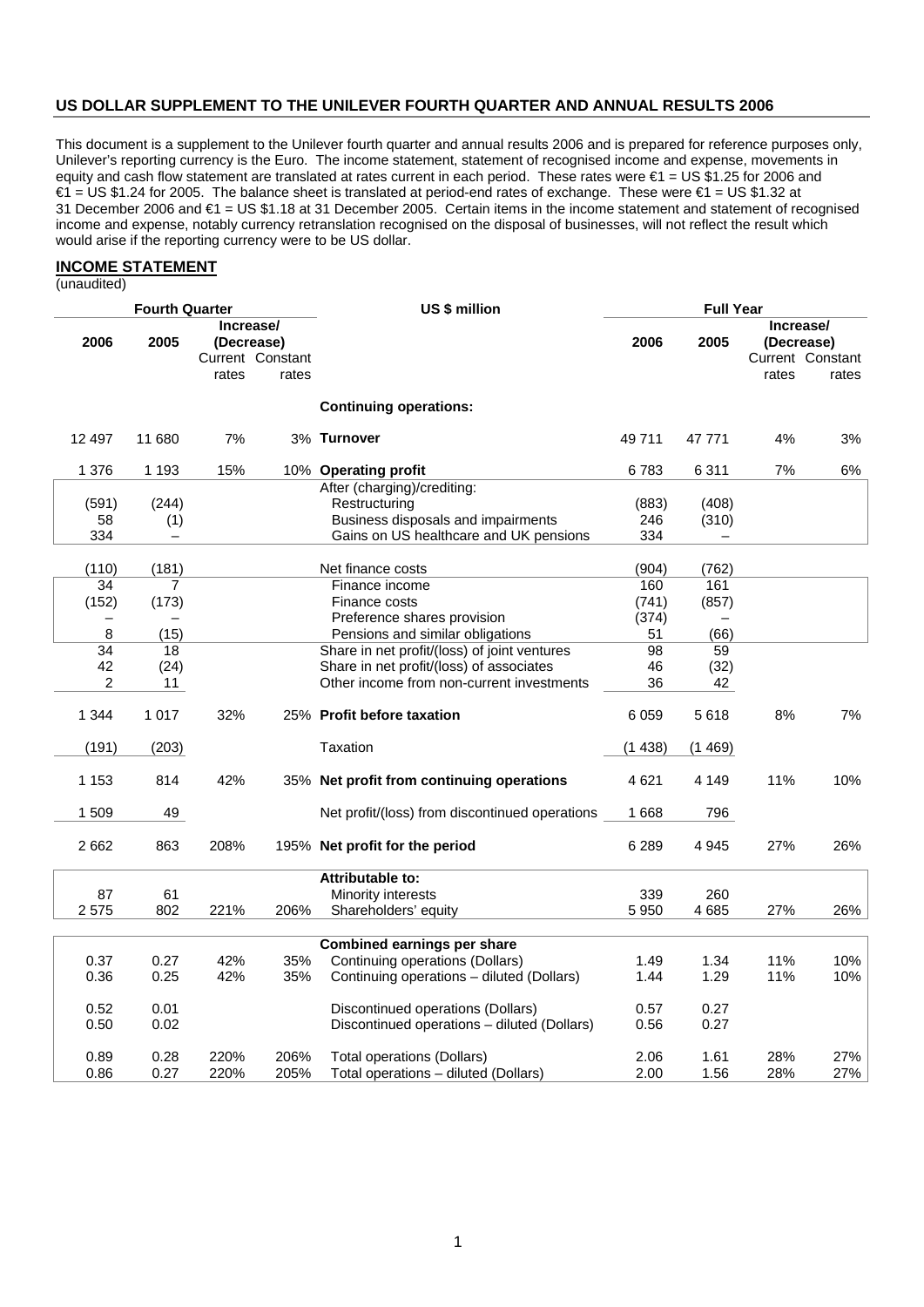## US DOLLAR SUPPLEMENT TO THE UNILEVER FOURTH QUARTER AND ANNUAL RESULTS 2006

This document is a supplement to the Unilever fourth quarter and annual results 2006 and is prepared for reference purposes only, Unilever's reporting currency is the Euro. The income statement, statement of recognised income and expense, movements in equity and cash flow statement are translated at rates current in each period. These rates were €1 = US $1.25 for 2006 and €1 = US $1.24 for 2005. The balance sheet is translated at period-end rates of exchange. These were €1 = US $1.32 at 31 December 2006 and €1 = US $1.18 at 31 December 2005. Certain items in the income statement and statement of recognised income and expense, notably currency retranslation recognised on the disposal of businesses, will not reflect the result which would arise if the reporting currency were to be US dollar.

### INCOME STATEMENT

(unaudited)

| Fourth Quarter | | | | US $ million | Full Year | | | |
|---|---|---|---|---|---|---|---|---|
| 2006 | 2005 | Increase/ (Decrease) Current rates | Increase/ (Decrease) Constant rates | | 2006 | 2005 | Increase/ (Decrease) Current rates | Increase/ (Decrease) Constant rates |
| | | | | **Continuing operations:** | | | | |
| 12 497 | 11 680 | 7% | 3% | **Turnover** | 49 711 | 47 771 | 4% | 3% |
| 1 376 | 1 193 | 15% | 10% | **Operating profit** | 6 783 | 6 311 | 7% | 6% |
| | | | | After (charging)/crediting: | | | | |
| (591) | (244) | | | Restructuring | (883) | (408) | | |
| 58 | (1) | | | Business disposals and impairments | 246 | (310) | | |
| 334 | – | | | Gains on US healthcare and UK pensions | 334 | – | | |
| (110) | (181) | | | Net finance costs | (904) | (762) | | |
| 34 | 7 | | | Finance income | 160 | 161 | | |
| (152) | (173) | | | Finance costs | (741) | (857) | | |
| – | – | | | Preference shares provision | (374) | – | | |
| 8 | (15) | | | Pensions and similar obligations | 51 | (66) | | |
| 34 | 18 | | | Share in net profit/(loss) of joint ventures | 98 | 59 | | |
| 42 | (24) | | | Share in net profit/(loss) of associates | 46 | (32) | | |
| 2 | 11 | | | Other income from non-current investments | 36 | 42 | | |
| 1 344 | 1 017 | 32% | 25% | **Profit before taxation** | 6 059 | 5 618 | 8% | 7% |
| (191) | (203) | | | Taxation | (1 438) | (1 469) | | |
| 1 153 | 814 | 42% | 35% | **Net profit from continuing operations** | 4 621 | 4 149 | 11% | 10% |
| 1 509 | 49 | | | Net profit/(loss) from discontinued operations | 1 668 | 796 | | |
| 2 662 | 863 | 208% | 195% | **Net profit for the period** | 6 289 | 4 945 | 27% | 26% |
| | | | | **Attributable to:** | | | | |
| 87 | 61 | | | Minority interests | 339 | 260 | | |
| 2 575 | 802 | 221% | 206% | Shareholders' equity | 5 950 | 4 685 | 27% | 26% |
| | | | | **Combined earnings per share** | | | | |
| 0.37 | 0.27 | 42% | 35% | Continuing operations (Dollars) | 1.49 | 1.34 | 11% | 10% |
| 0.36 | 0.25 | 42% | 35% | Continuing operations – diluted (Dollars) | 1.44 | 1.29 | 11% | 10% |
| 0.52 | 0.01 | | | Discontinued operations (Dollars) | 0.57 | 0.27 | | |
| 0.50 | 0.02 | | | Discontinued operations – diluted (Dollars) | 0.56 | 0.27 | | |
| 0.89 | 0.28 | 220% | 206% | Total operations (Dollars) | 2.06 | 1.61 | 28% | 27% |
| 0.86 | 0.27 | 220% | 205% | Total operations – diluted (Dollars) | 2.00 | 1.56 | 28% | 27% |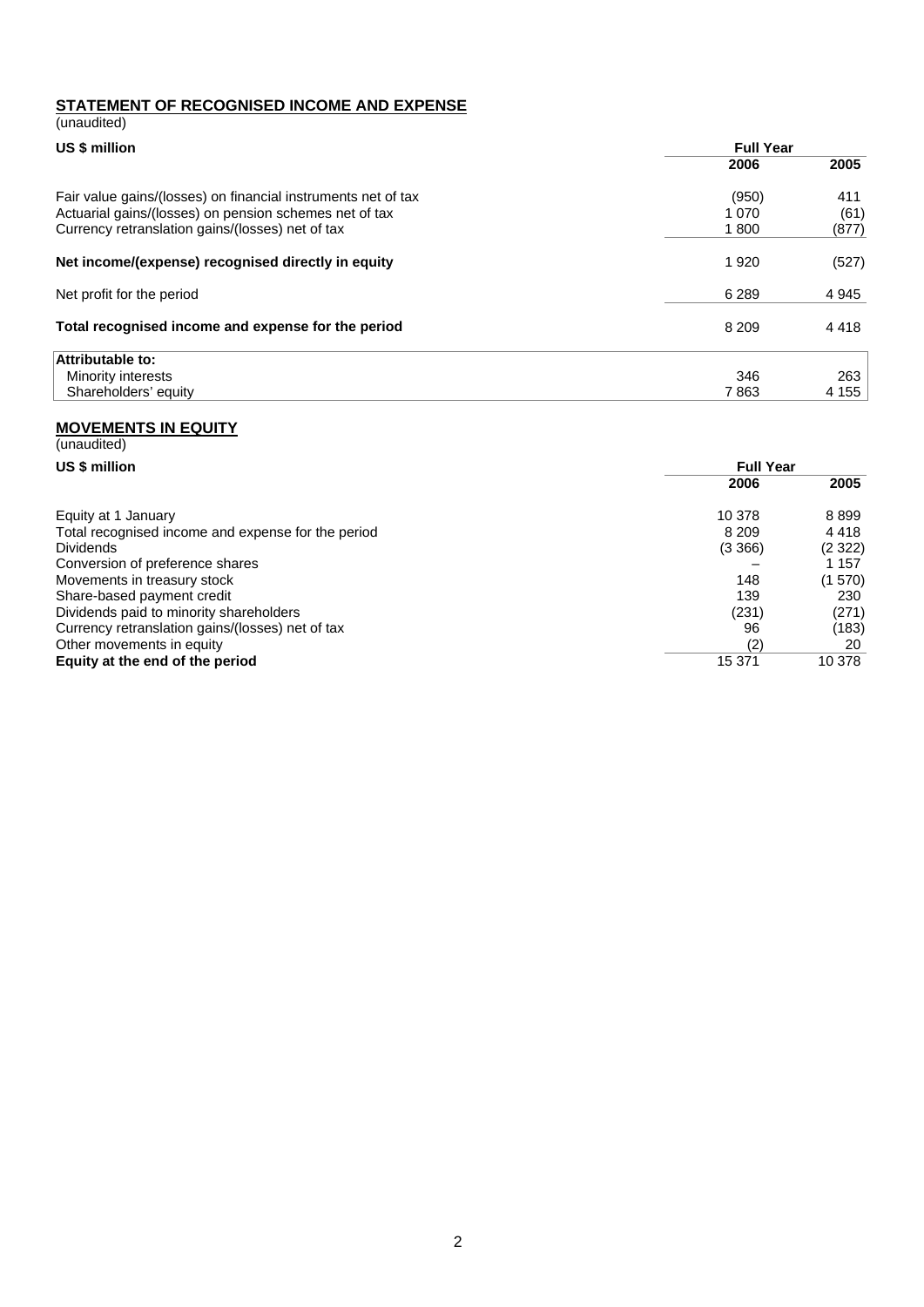## STATEMENT OF RECOGNISED INCOME AND EXPENSE

(unaudited)

| US $ million | Full Year | |
|---|---|---|
| | 2006 | 2005 |
| Fair value gains/(losses) on financial instruments net of tax | (950) | 411 |
| Actuarial gains/(losses) on pension schemes net of tax | 1 070 | (61) |
| Currency retranslation gains/(losses) net of tax | 1 800 | (877) |
| **Net income/(expense) recognised directly in equity** | 1 920 | (527) |
| Net profit for the period | 6 289 | 4 945 |
| **Total recognised income and expense for the period** | 8 209 | 4 418 |
| **Attributable to:** | | |
| Minority interests | 346 | 263 |
| Shareholders' equity | 7 863 | 4 155 |

## MOVEMENTS IN EQUITY

(unaudited)

| US $ million | Full Year | |
|---|---|---|
| | 2006 | 2005 |
| Equity at 1 January | 10 378 | 8 899 |
| Total recognised income and expense for the period | 8 209 | 4 418 |
| Dividends | (3 366) | (2 322) |
| Conversion of preference shares | – | 1 157 |
| Movements in treasury stock | 148 | (1 570) |
| Share-based payment credit | 139 | 230 |
| Dividends paid to minority shareholders | (231) | (271) |
| Currency retranslation gains/(losses) net of tax | 96 | (183) |
| Other movements in equity | (2) | 20 |
| **Equity at the end of the period** | 15 371 | 10 378 |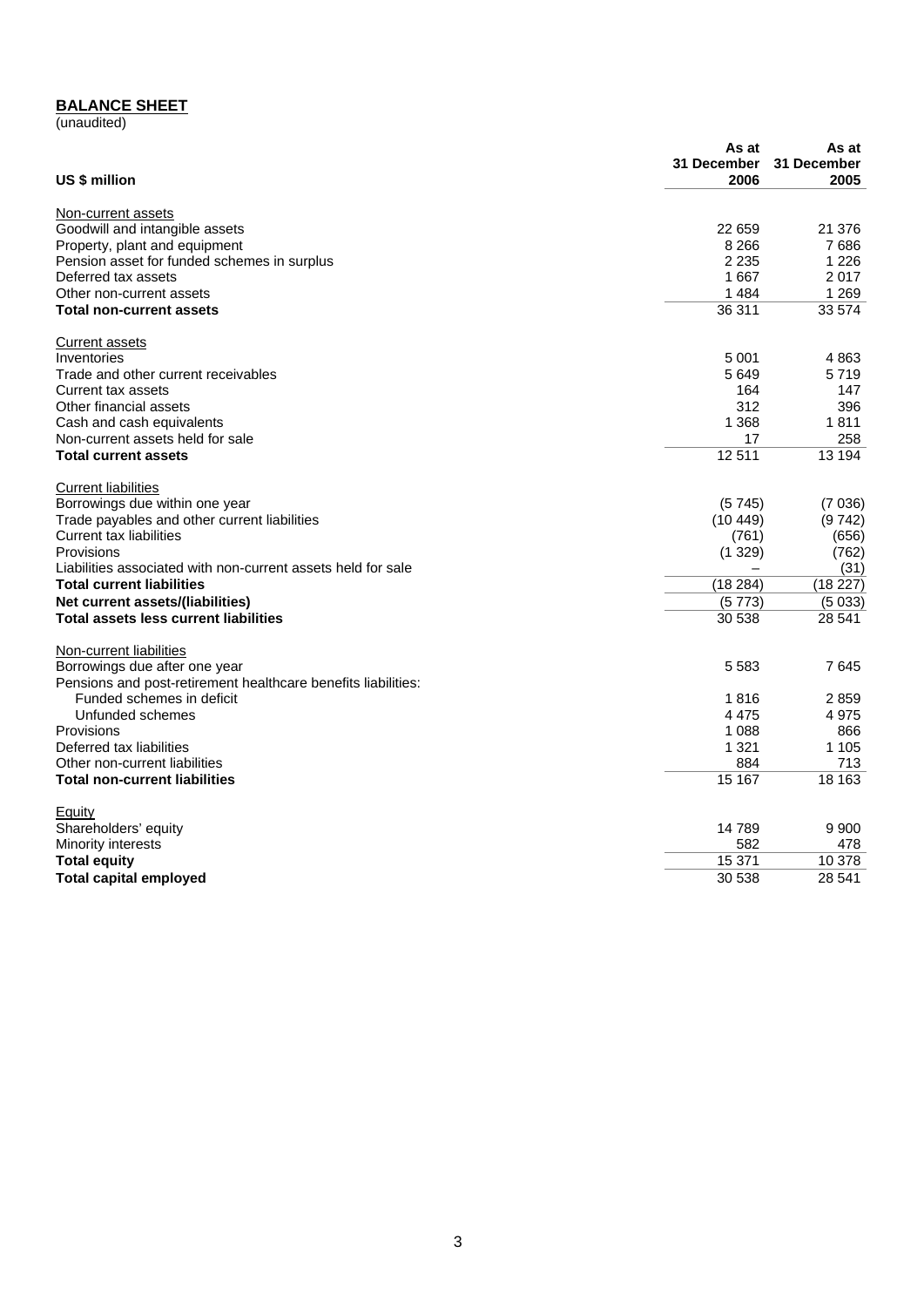## BALANCE SHEET

(unaudited)

| US $ million | As at 31 December 2006 | As at 31 December 2005 |
|---|---|---|
| Non-current assets | | |
| Goodwill and intangible assets | 22 659 | 21 376 |
| Property, plant and equipment | 8 266 | 7 686 |
| Pension asset for funded schemes in surplus | 2 235 | 1 226 |
| Deferred tax assets | 1 667 | 2 017 |
| Other non-current assets | 1 484 | 1 269 |
| **Total non-current assets** | 36 311 | 33 574 |
| Current assets | | |
| Inventories | 5 001 | 4 863 |
| Trade and other current receivables | 5 649 | 5 719 |
| Current tax assets | 164 | 147 |
| Other financial assets | 312 | 396 |
| Cash and cash equivalents | 1 368 | 1 811 |
| Non-current assets held for sale | 17 | 258 |
| **Total current assets** | 12 511 | 13 194 |
| Current liabilities | | |
| Borrowings due within one year | (5 745) | (7 036) |
| Trade payables and other current liabilities | (10 449) | (9 742) |
| Current tax liabilities | (761) | (656) |
| Provisions | (1 329) | (762) |
| Liabilities associated with non-current assets held for sale | – | (31) |
| **Total current liabilities** | (18 284) | (18 227) |
| **Net current assets/(liabilities)** | (5 773) | (5 033) |
| **Total assets less current liabilities** | 30 538 | 28 541 |
| Non-current liabilities | | |
| Borrowings due after one year | 5 583 | 7 645 |
| Pensions and post-retirement healthcare benefits liabilities: | | |
| Funded schemes in deficit | 1 816 | 2 859 |
| Unfunded schemes | 4 475 | 4 975 |
| Provisions | 1 088 | 866 |
| Deferred tax liabilities | 1 321 | 1 105 |
| Other non-current liabilities | 884 | 713 |
| **Total non-current liabilities** | 15 167 | 18 163 |
| Equity | | |
| Shareholders' equity | 14 789 | 9 900 |
| Minority interests | 582 | 478 |
| **Total equity** | 15 371 | 10 378 |
| **Total capital employed** | 30 538 | 28 541 |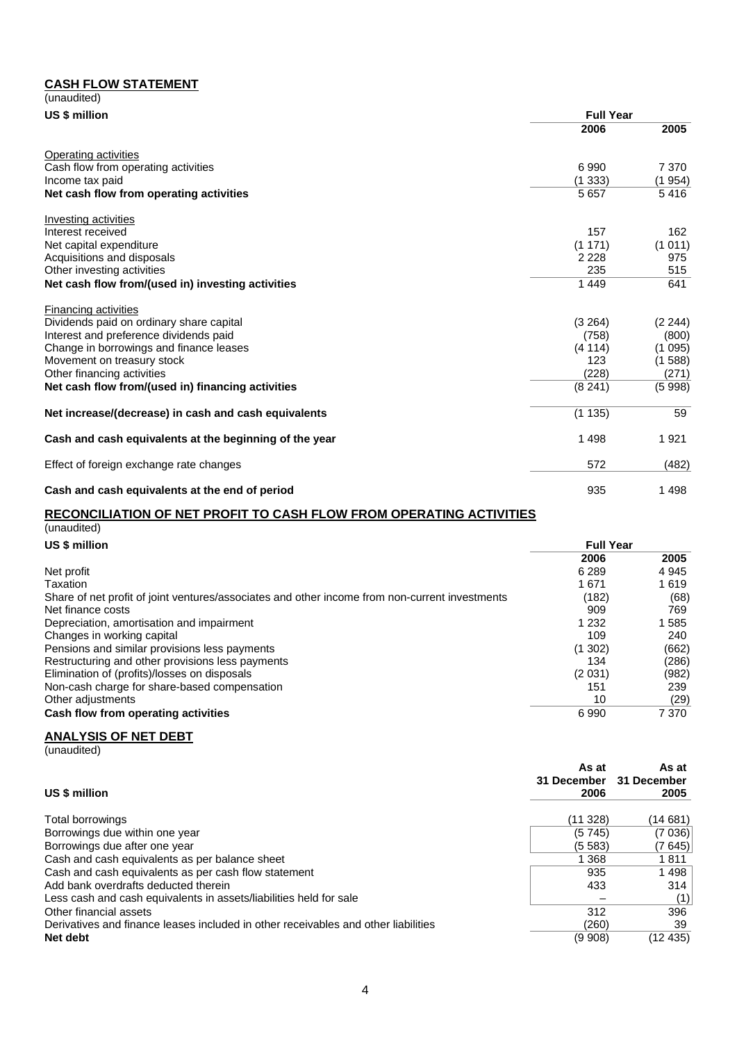## CASH FLOW STATEMENT

(unaudited)

| US $ million | Full Year 2006 | Full Year 2005 |
|---|---|---|
| Operating activities | | |
| Cash flow from operating activities | 6 990 | 7 370 |
| Income tax paid | (1 333) | (1 954) |
| **Net cash flow from operating activities** | 5 657 | 5 416 |
| Investing activities | | |
| Interest received | 157 | 162 |
| Net capital expenditure | (1 171) | (1 011) |
| Acquisitions and disposals | 2 228 | 975 |
| Other investing activities | 235 | 515 |
| **Net cash flow from/(used in) investing activities** | 1 449 | 641 |
| Financing activities | | |
| Dividends paid on ordinary share capital | (3 264) | (2 244) |
| Interest and preference dividends paid | (758) | (800) |
| Change in borrowings and finance leases | (4 114) | (1 095) |
| Movement on treasury stock | 123 | (1 588) |
| Other financing activities | (228) | (271) |
| **Net cash flow from/(used in) financing activities** | (8 241) | (5 998) |
| **Net increase/(decrease) in cash and cash equivalents** | (1 135) | 59 |
| **Cash and cash equivalents at the beginning of the year** | 1 498 | 1 921 |
| Effect of foreign exchange rate changes | 572 | (482) |
| **Cash and cash equivalents at the end of period** | 935 | 1 498 |

## RECONCILIATION OF NET PROFIT TO CASH FLOW FROM OPERATING ACTIVITIES

(unaudited)

| US $ million | Full Year 2006 | Full Year 2005 |
|---|---|---|
| Net profit | 6 289 | 4 945 |
| Taxation | 1 671 | 1 619 |
| Share of net profit of joint ventures/associates and other income from non-current investments | (182) | (68) |
| Net finance costs | 909 | 769 |
| Depreciation, amortisation and impairment | 1 232 | 1 585 |
| Changes in working capital | 109 | 240 |
| Pensions and similar provisions less payments | (1 302) | (662) |
| Restructuring and other provisions less payments | 134 | (286) |
| Elimination of (profits)/losses on disposals | (2 031) | (982) |
| Non-cash charge for share-based compensation | 151 | 239 |
| Other adjustments | 10 | (29) |
| **Cash flow from operating activities** | 6 990 | 7 370 |

## ANALYSIS OF NET DEBT

(unaudited)

| US $ million | As at 31 December 2006 | As at 31 December 2005 |
|---|---|---|
| Total borrowings | (11 328) | (14 681) |
| Borrowings due within one year | (5 745) | (7 036) |
| Borrowings due after one year | (5 583) | (7 645) |
| Cash and cash equivalents as per balance sheet | 1 368 | 1 811 |
| Cash and cash equivalents as per cash flow statement | 935 | 1 498 |
| Add bank overdrafts deducted therein | 433 | 314 |
| Less cash and cash equivalents in assets/liabilities held for sale | – | (1) |
| Other financial assets | 312 | 396 |
| Derivatives and finance leases included in other receivables and other liabilities | (260) | 39 |
| **Net debt** | (9 908) | (12 435) |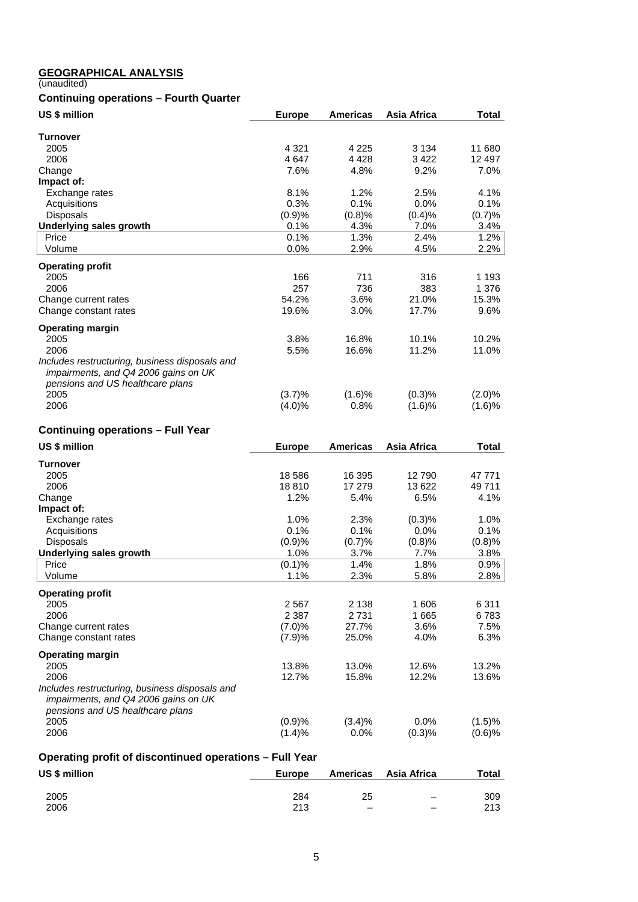## GEOGRAPHICAL ANALYSIS

(unaudited)

### Continuing operations – Fourth Quarter

| US $ million | Europe | Americas | Asia Africa | Total |
|---|---|---|---|---|
| **Turnover** | | | | |
| 2005 | 4 321 | 4 225 | 3 134 | 11 680 |
| 2006 | 4 647 | 4 428 | 3 422 | 12 497 |
| Change | 7.6% | 4.8% | 9.2% | 7.0% |
| **Impact of:** | | | | |
| Exchange rates | 8.1% | 1.2% | 2.5% | 4.1% |
| Acquisitions | 0.3% | 0.1% | 0.0% | 0.1% |
| Disposals | (0.9)% | (0.8)% | (0.4)% | (0.7)% |
| **Underlying sales growth** | 0.1% | 4.3% | 7.0% | 3.4% |
| Price | 0.1% | 1.3% | 2.4% | 1.2% |
| Volume | 0.0% | 2.9% | 4.5% | 2.2% |
| **Operating profit** | | | | |
| 2005 | 166 | 711 | 316 | 1 193 |
| 2006 | 257 | 736 | 383 | 1 376 |
| Change current rates | 54.2% | 3.6% | 21.0% | 15.3% |
| Change constant rates | 19.6% | 3.0% | 17.7% | 9.6% |
| **Operating margin** | | | | |
| 2005 | 3.8% | 16.8% | 10.1% | 10.2% |
| 2006 | 5.5% | 16.6% | 11.2% | 11.0% |
| *Includes restructuring, business disposals and impairments, and Q4 2006 gains on UK pensions and US healthcare plans* | | | | |
| 2005 | (3.7)% | (1.6)% | (0.3)% | (2.0)% |
| 2006 | (4.0)% | 0.8% | (1.6)% | (1.6)% |

### Continuing operations – Full Year

| US $ million | Europe | Americas | Asia Africa | Total |
|---|---|---|---|---|
| **Turnover** | | | | |
| 2005 | 18 586 | 16 395 | 12 790 | 47 771 |
| 2006 | 18 810 | 17 279 | 13 622 | 49 711 |
| Change | 1.2% | 5.4% | 6.5% | 4.1% |
| **Impact of:** | | | | |
| Exchange rates | 1.0% | 2.3% | (0.3)% | 1.0% |
| Acquisitions | 0.1% | 0.1% | 0.0% | 0.1% |
| Disposals | (0.9)% | (0.7)% | (0.8)% | (0.8)% |
| **Underlying sales growth** | 1.0% | 3.7% | 7.7% | 3.8% |
| Price | (0.1)% | 1.4% | 1.8% | 0.9% |
| Volume | 1.1% | 2.3% | 5.8% | 2.8% |
| **Operating profit** | | | | |
| 2005 | 2 567 | 2 138 | 1 606 | 6 311 |
| 2006 | 2 387 | 2 731 | 1 665 | 6 783 |
| Change current rates | (7.0)% | 27.7% | 3.6% | 7.5% |
| Change constant rates | (7.9)% | 25.0% | 4.0% | 6.3% |
| **Operating margin** | | | | |
| 2005 | 13.8% | 13.0% | 12.6% | 13.2% |
| 2006 | 12.7% | 15.8% | 12.2% | 13.6% |
| *Includes restructuring, business disposals and impairments, and Q4 2006 gains on UK pensions and US healthcare plans* | | | | |
| 2005 | (0.9)% | (3.4)% | 0.0% | (1.5)% |
| 2006 | (1.4)% | 0.0% | (0.3)% | (0.6)% |

### Operating profit of discontinued operations – Full Year

| US $ million | Europe | Americas | Asia Africa | Total |
|---|---|---|---|---|
| 2005 | 284 | 25 | – | 309 |
| 2006 | 213 | – | – | 213 |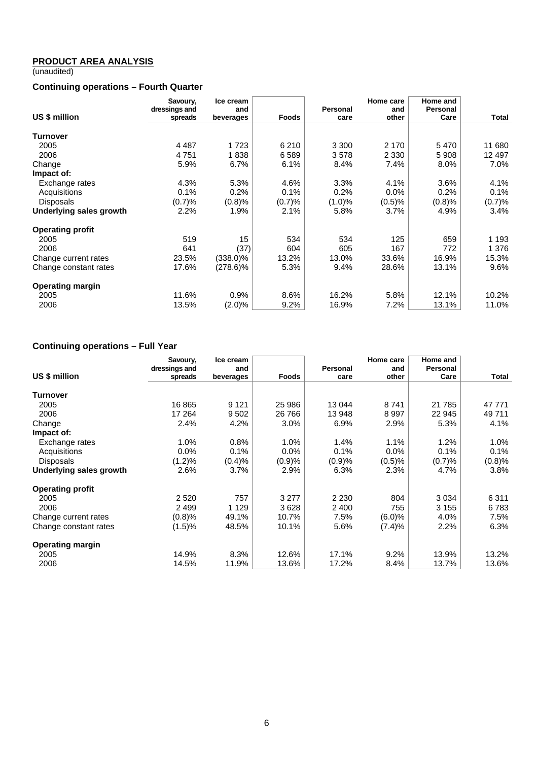## PRODUCT AREA ANALYSIS

(unaudited)

### Continuing operations – Fourth Quarter

| US $ million | Savoury, dressings and spreads | Ice cream and beverages | Foods | Personal care | Home care and other | Home and Personal Care | Total |
|---|---|---|---|---|---|---|---|
| **Turnover** | | | | | | | |
| 2005 | 4 487 | 1 723 | 6 210 | 3 300 | 2 170 | 5 470 | 11 680 |
| 2006 | 4 751 | 1 838 | 6 589 | 3 578 | 2 330 | 5 908 | 12 497 |
| Change | 5.9% | 6.7% | 6.1% | 8.4% | 7.4% | 8.0% | 7.0% |
| **Impact of:** | | | | | | | |
| Exchange rates | 4.3% | 5.3% | 4.6% | 3.3% | 4.1% | 3.6% | 4.1% |
| Acquisitions | 0.1% | 0.2% | 0.1% | 0.2% | 0.0% | 0.2% | 0.1% |
| Disposals | (0.7)% | (0.8)% | (0.7)% | (1.0)% | (0.5)% | (0.8)% | (0.7)% |
| **Underlying sales growth** | 2.2% | 1.9% | 2.1% | 5.8% | 3.7% | 4.9% | 3.4% |
| **Operating profit** | | | | | | | |
| 2005 | 519 | 15 | 534 | 534 | 125 | 659 | 1 193 |
| 2006 | 641 | (37) | 604 | 605 | 167 | 772 | 1 376 |
| Change current rates | 23.5% | (338.0)% | 13.2% | 13.0% | 33.6% | 16.9% | 15.3% |
| Change constant rates | 17.6% | (278.6)% | 5.3% | 9.4% | 28.6% | 13.1% | 9.6% |
| **Operating margin** | | | | | | | |
| 2005 | 11.6% | 0.9% | 8.6% | 16.2% | 5.8% | 12.1% | 10.2% |
| 2006 | 13.5% | (2.0)% | 9.2% | 16.9% | 7.2% | 13.1% | 11.0% |

### Continuing operations – Full Year

| US $ million | Savoury, dressings and spreads | Ice cream and beverages | Foods | Personal care | Home care and other | Home and Personal Care | Total |
|---|---|---|---|---|---|---|---|
| **Turnover** | | | | | | | |
| 2005 | 16 865 | 9 121 | 25 986 | 13 044 | 8 741 | 21 785 | 47 771 |
| 2006 | 17 264 | 9 502 | 26 766 | 13 948 | 8 997 | 22 945 | 49 711 |
| Change | 2.4% | 4.2% | 3.0% | 6.9% | 2.9% | 5.3% | 4.1% |
| **Impact of:** | | | | | | | |
| Exchange rates | 1.0% | 0.8% | 1.0% | 1.4% | 1.1% | 1.2% | 1.0% |
| Acquisitions | 0.0% | 0.1% | 0.0% | 0.1% | 0.0% | 0.1% | 0.1% |
| Disposals | (1.2)% | (0.4)% | (0.9)% | (0.9)% | (0.5)% | (0.7)% | (0.8)% |
| **Underlying sales growth** | 2.6% | 3.7% | 2.9% | 6.3% | 2.3% | 4.7% | 3.8% |
| **Operating profit** | | | | | | | |
| 2005 | 2 520 | 757 | 3 277 | 2 230 | 804 | 3 034 | 6 311 |
| 2006 | 2 499 | 1 129 | 3 628 | 2 400 | 755 | 3 155 | 6 783 |
| Change current rates | (0.8)% | 49.1% | 10.7% | 7.5% | (6.0)% | 4.0% | 7.5% |
| Change constant rates | (1.5)% | 48.5% | 10.1% | 5.6% | (7.4)% | 2.2% | 6.3% |
| **Operating margin** | | | | | | | |
| 2005 | 14.9% | 8.3% | 12.6% | 17.1% | 9.2% | 13.9% | 13.2% |
| 2006 | 14.5% | 11.9% | 13.6% | 17.2% | 8.4% | 13.7% | 13.6% |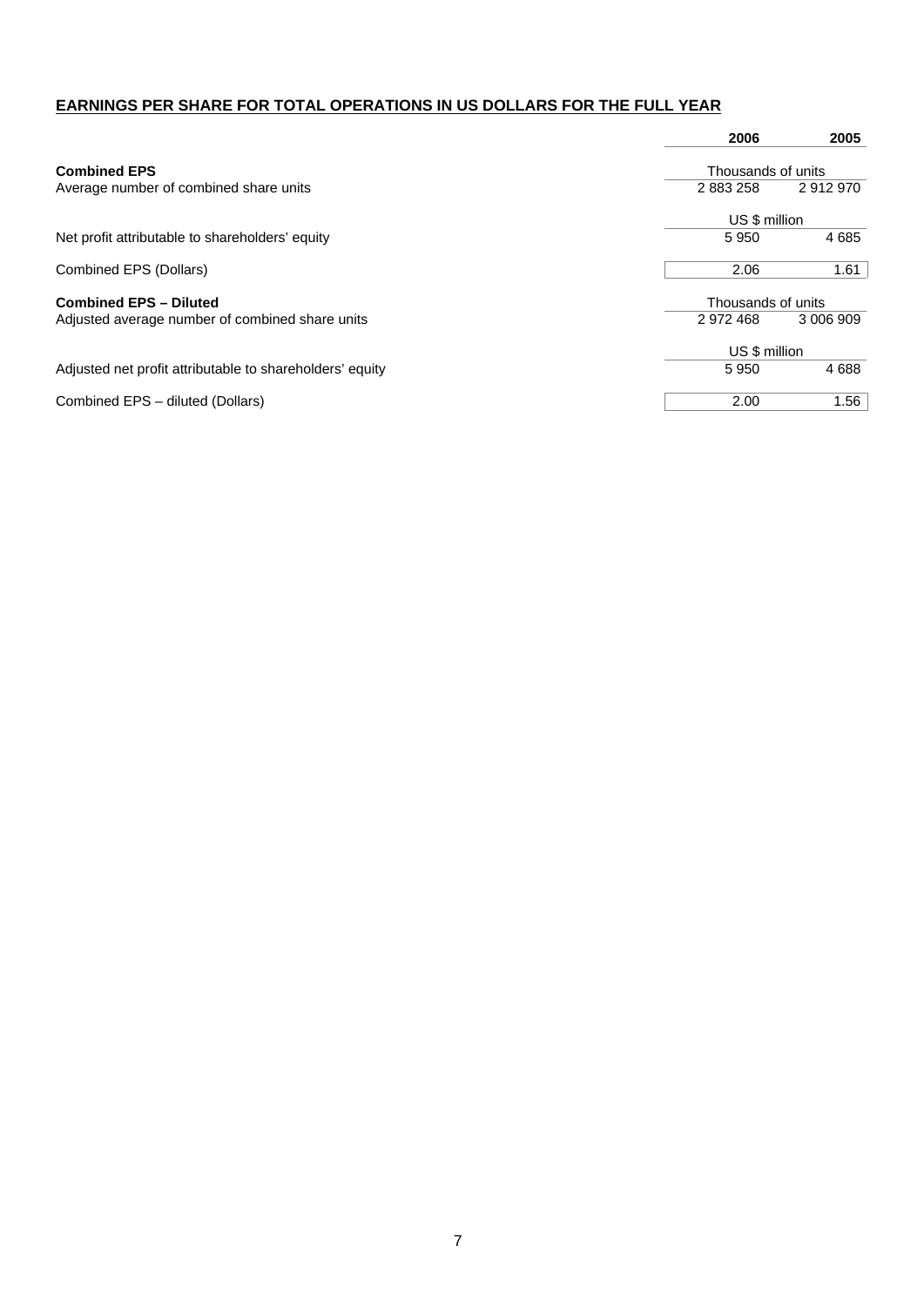## EARNINGS PER SHARE FOR TOTAL OPERATIONS IN US DOLLARS FOR THE FULL YEAR

| | 2006 | 2005 |
|---|---|---|
| **Combined EPS** | Thousands of units | |
| Average number of combined share units | 2 883 258 | 2 912 970 |
| | US $ million | |
| Net profit attributable to shareholders' equity | 5 950 | 4 685 |
| Combined EPS (Dollars) | 2.06 | 1.61 |
| **Combined EPS – Diluted** | Thousands of units | |
| Adjusted average number of combined share units | 2 972 468 | 3 006 909 |
| | US $ million | |
| Adjusted net profit attributable to shareholders' equity | 5 950 | 4 688 |
| Combined EPS – diluted (Dollars) | 2.00 | 1.56 |